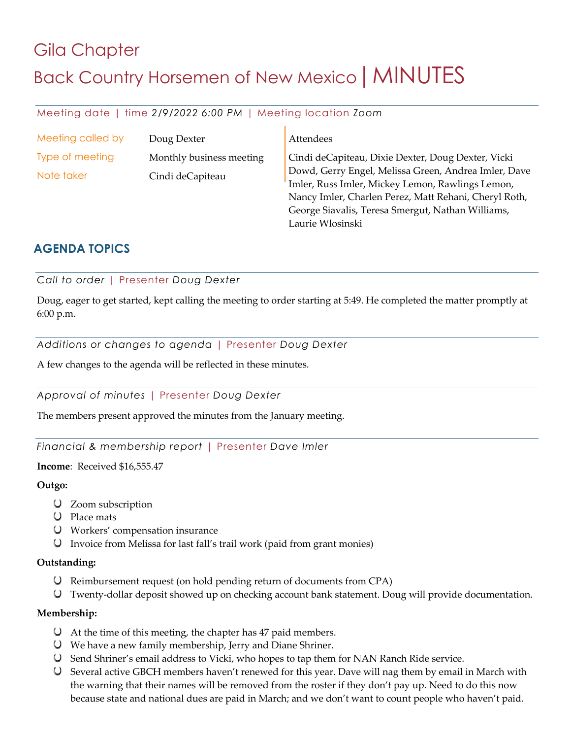# Gila Chapter

# Back Country Horsemen of New Mexico | MINUTES

Meeting date | time *2/9/2022 6:00 PM* | Meeting location *Zoom*

| | |
|---|---|
| Meeting called by | Doug Dexter |
| Type of meeting | Monthly business meeting |
| Note taker | Cindi deCapiteau |

**Attendees**

Cindi deCapiteau, Dixie Dexter, Doug Dexter, Vicki Dowd, Gerry Engel, Melissa Green, Andrea Imler, Dave Imler, Russ Imler, Mickey Lemon, Rawlings Lemon, Nancy Imler, Charlen Perez, Matt Rehani, Cheryl Roth, George Siavalis, Teresa Smergut, Nathan Williams, Laurie Wlosinski

## AGENDA TOPICS

### *Call to order* | Presenter *Doug Dexter*

Doug, eager to get started, kept calling the meeting to order starting at 5:49. He completed the matter promptly at 6:00 p.m.

### *Additions or changes to agenda* | Presenter *Doug Dexter*

A few changes to the agenda will be reflected in these minutes.

### *Approval of minutes* | Presenter *Doug Dexter*

The members present approved the minutes from the January meeting.

### *Financial & membership report* | Presenter *Dave Imler*

**Income**: Received $16,555.47

**Outgo:**

- Zoom subscription
- Place mats
- Workers' compensation insurance
- Invoice from Melissa for last fall's trail work (paid from grant monies)

**Outstanding:**

- Reimbursement request (on hold pending return of documents from CPA)
- Twenty-dollar deposit showed up on checking account bank statement. Doug will provide documentation.

**Membership:**

- At the time of this meeting, the chapter has 47 paid members.
- We have a new family membership, Jerry and Diane Shriner.
- Send Shriner's email address to Vicki, who hopes to tap them for NAN Ranch Ride service.
- Several active GBCH members haven't renewed for this year. Dave will nag them by email in March with the warning that their names will be removed from the roster if they don't pay up. Need to do this now because state and national dues are paid in March; and we don't want to count people who haven't paid.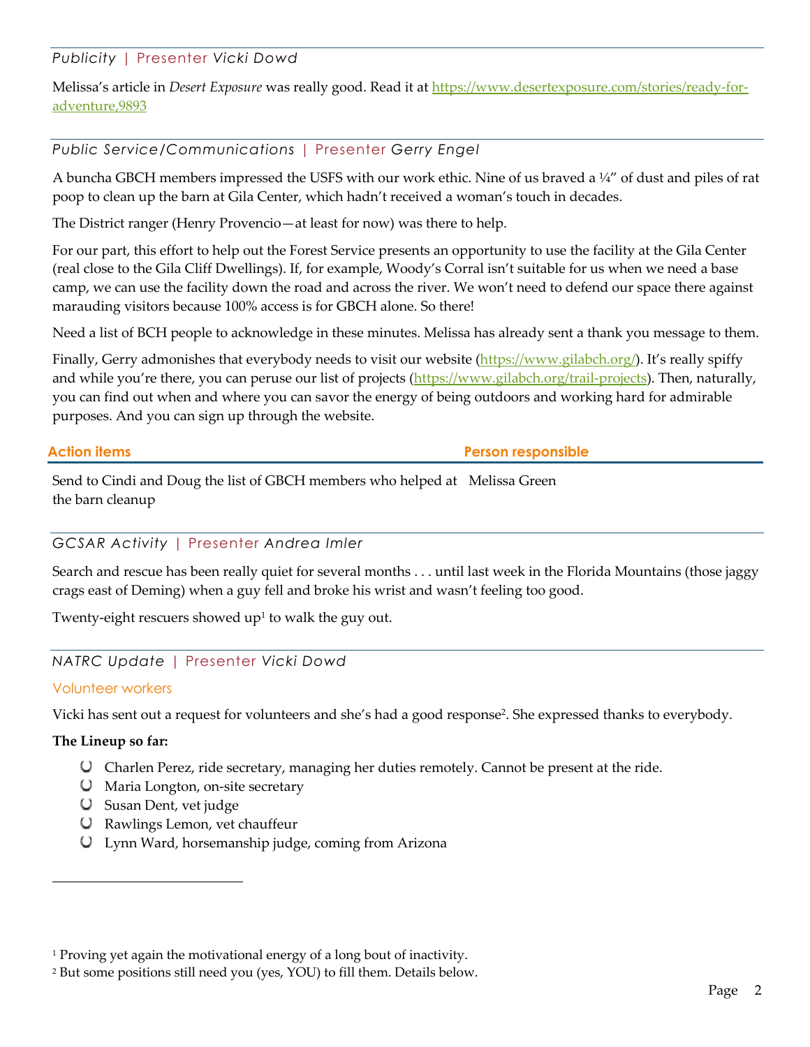### *Publicity* | Presenter *Vicki Dowd*

Melissa's article in *Desert Exposure* was really good. Read it at https://www.desertexposure.com/stories/ready-for-adventure,9893

### *Public Service/Communications* | Presenter *Gerry Engel*

A buncha GBCH members impressed the USFS with our work ethic. Nine of us braved a ¼" of dust and piles of rat poop to clean up the barn at Gila Center, which hadn't received a woman's touch in decades.

The District ranger (Henry Provencio—at least for now) was there to help.

For our part, this effort to help out the Forest Service presents an opportunity to use the facility at the Gila Center (real close to the Gila Cliff Dwellings). If, for example, Woody's Corral isn't suitable for us when we need a base camp, we can use the facility down the road and across the river. We won't need to defend our space there against marauding visitors because 100% access is for GBCH alone. So there!

Need a list of BCH people to acknowledge in these minutes. Melissa has already sent a thank you message to them.

Finally, Gerry admonishes that everybody needs to visit our website (https://www.gilabch.org/). It's really spiffy and while you're there, you can peruse our list of projects (https://www.gilabch.org/trail-projects). Then, naturally, you can find out when and where you can savor the energy of being outdoors and working hard for admirable purposes. And you can sign up through the website.

| Action items | Person responsible |
|---|---|
| Send to Cindi and Doug the list of GBCH members who helped at the barn cleanup | Melissa Green |

### *GCSAR Activity* | Presenter *Andrea Imler*

Search and rescue has been really quiet for several months . . . until last week in the Florida Mountains (those jaggy crags east of Deming) when a guy fell and broke his wrist and wasn't feeling too good.

Twenty-eight rescuers showed up[1] to walk the guy out.

### *NATRC Update* | Presenter *Vicki Dowd*

#### Volunteer workers

Vicki has sent out a request for volunteers and she's had a good response[2]. She expressed thanks to everybody.

**The Lineup so far:**

- Charlen Perez, ride secretary, managing her duties remotely. Cannot be present at the ride.
- Maria Longton, on-site secretary
- Susan Dent, vet judge
- Rawlings Lemon, vet chauffeur
- Lynn Ward, horsemanship judge, coming from Arizona

---

[1] Proving yet again the motivational energy of a long bout of inactivity.

[2] But some positions still need you (yes, YOU) to fill them. Details below.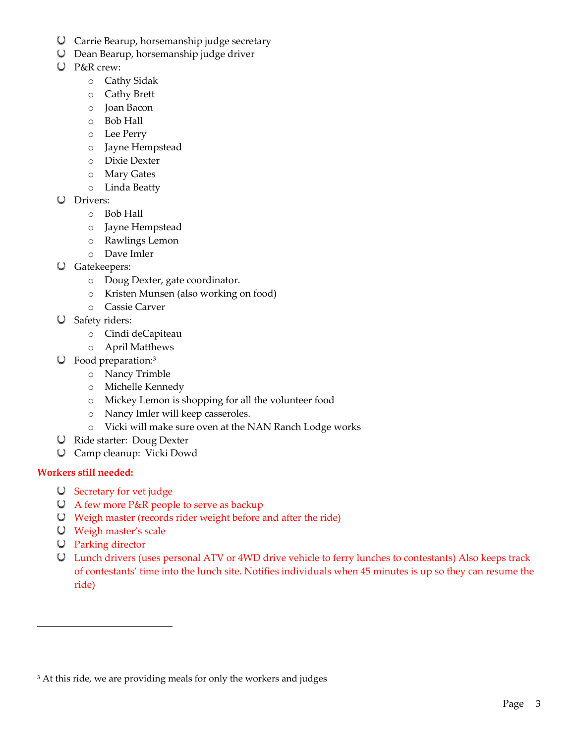- Carrie Bearup, horsemanship judge secretary
- Dean Bearup, horsemanship judge driver
- P&R crew:
  - Cathy Sidak
  - Cathy Brett
  - Joan Bacon
  - Bob Hall
  - Lee Perry
  - Jayne Hempstead
  - Dixie Dexter
  - Mary Gates
  - Linda Beatty
- Drivers:
  - Bob Hall
  - Jayne Hempstead
  - Rawlings Lemon
  - Dave Imler
- Gatekeepers:
  - Doug Dexter, gate coordinator.
  - Kristen Munsen (also working on food)
  - Cassie Carver
- Safety riders:
  - Cindi deCapiteau
  - April Matthews
- Food preparation:[3]
  - Nancy Trimble
  - Michelle Kennedy
  - Mickey Lemon is shopping for all the volunteer food
  - Nancy Imler will keep casseroles.
  - Vicki will make sure oven at the NAN Ranch Lodge works
- Ride starter: Doug Dexter
- Camp cleanup: Vicki Dowd

**Workers still needed:**

- Secretary for vet judge
- A few more P&R people to serve as backup
- Weigh master (records rider weight before and after the ride)
- Weigh master's scale
- Parking director
- Lunch drivers (uses personal ATV or 4WD drive vehicle to ferry lunches to contestants) Also keeps track of contestants' time into the lunch site. Notifies individuals when 45 minutes is up so they can resume the ride)

---

[3] At this ride, we are providing meals for only the workers and judges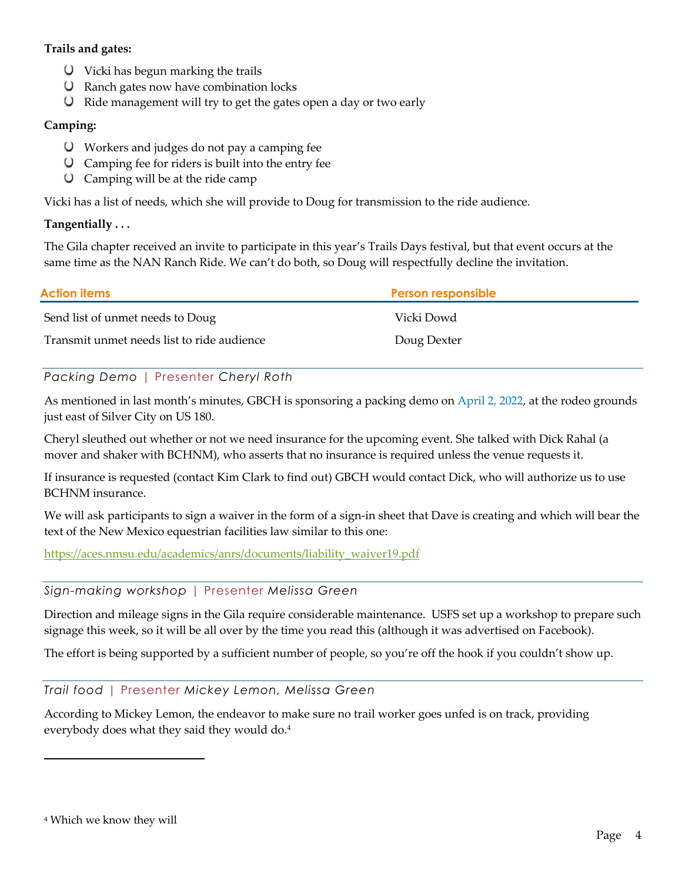**Trails and gates:**

- Vicki has begun marking the trails
- Ranch gates now have combination locks
- Ride management will try to get the gates open a day or two early

**Camping:**

- Workers and judges do not pay a camping fee
- Camping fee for riders is built into the entry fee
- Camping will be at the ride camp

Vicki has a list of needs, which she will provide to Doug for transmission to the ride audience.

**Tangentially . . .**

The Gila chapter received an invite to participate in this year's Trails Days festival, but that event occurs at the same time as the NAN Ranch Ride. We can't do both, so Doug will respectfully decline the invitation.

| Action items | Person responsible |
| --- | --- |
| Send list of unmet needs to Doug | Vicki Dowd |
| Transmit unmet needs list to ride audience | Doug Dexter |

### *Packing Demo* | Presenter *Cheryl Roth*

As mentioned in last month's minutes, GBCH is sponsoring a packing demo on April 2, 2022, at the rodeo grounds just east of Silver City on US 180.

Cheryl sleuthed out whether or not we need insurance for the upcoming event. She talked with Dick Rahal (a mover and shaker with BCHNM), who asserts that no insurance is required unless the venue requests it.

If insurance is requested (contact Kim Clark to find out) GBCH would contact Dick, who will authorize us to use BCHNM insurance.

We will ask participants to sign a waiver in the form of a sign-in sheet that Dave is creating and which will bear the text of the New Mexico equestrian facilities law similar to this one:

https://aces.nmsu.edu/academics/anrs/documents/liability_waiver19.pdf

### *Sign-making workshop* | Presenter *Melissa Green*

Direction and mileage signs in the Gila require considerable maintenance. USFS set up a workshop to prepare such signage this week, so it will be all over by the time you read this (although it was advertised on Facebook).

The effort is being supported by a sufficient number of people, so you're off the hook if you couldn't show up.

### *Trail food* | Presenter *Mickey Lemon, Melissa Green*

According to Mickey Lemon, the endeavor to make sure no trail worker goes unfed is on track, providing everybody does what they said they would do.[4]

---

[4] Which we know they will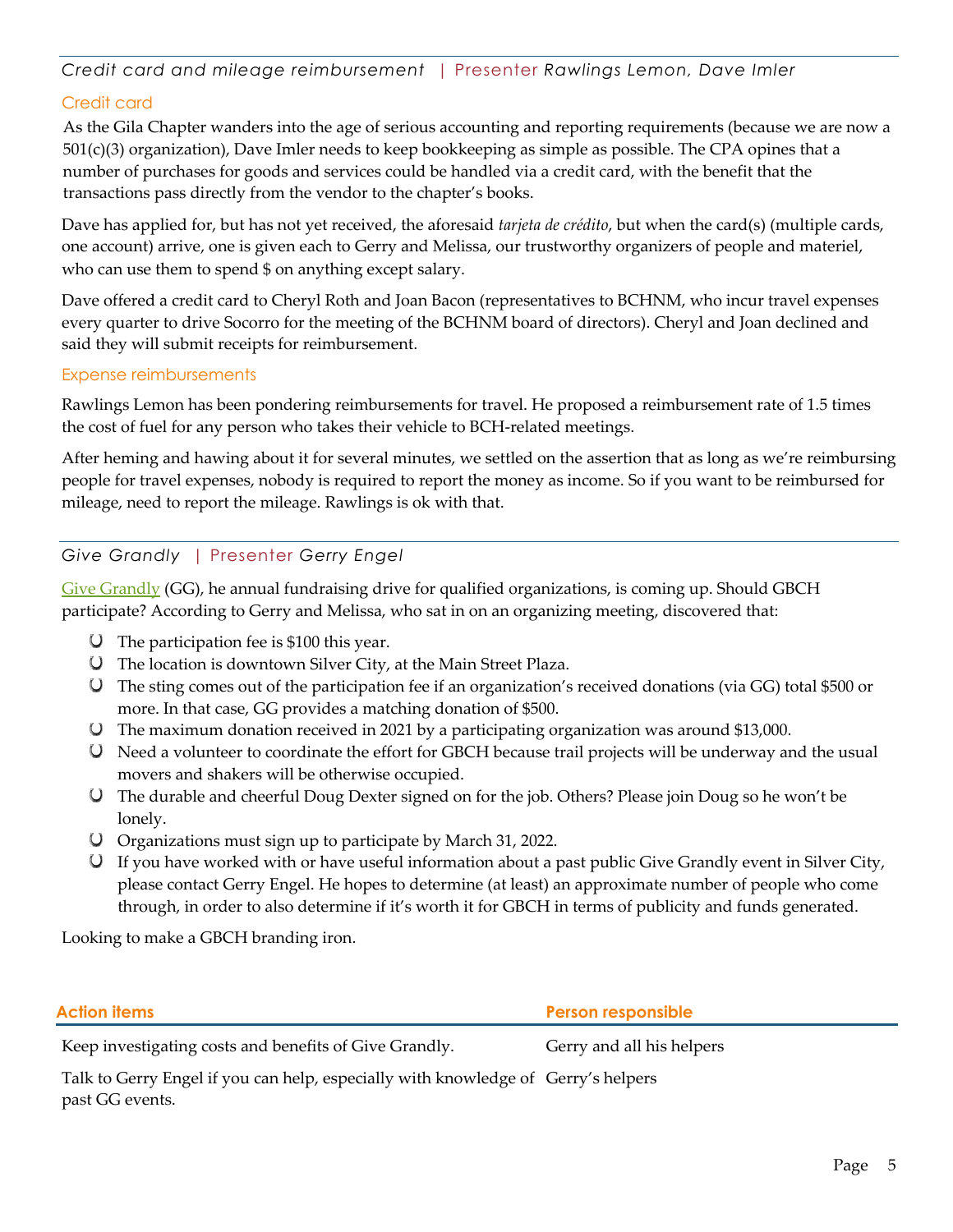## *Credit card and mileage reimbursement* | Presenter *Rawlings Lemon, Dave Imler*

### Credit card

As the Gila Chapter wanders into the age of serious accounting and reporting requirements (because we are now a 501(c)(3) organization), Dave Imler needs to keep bookkeeping as simple as possible. The CPA opines that a number of purchases for goods and services could be handled via a credit card, with the benefit that the transactions pass directly from the vendor to the chapter's books.

Dave has applied for, but has not yet received, the aforesaid *tarjeta de crédito*, but when the card(s) (multiple cards, one account) arrive, one is given each to Gerry and Melissa, our trustworthy organizers of people and materiel, who can use them to spend $ on anything except salary.

Dave offered a credit card to Cheryl Roth and Joan Bacon (representatives to BCHNM, who incur travel expenses every quarter to drive Socorro for the meeting of the BCHNM board of directors). Cheryl and Joan declined and said they will submit receipts for reimbursement.

### Expense reimbursements

Rawlings Lemon has been pondering reimbursements for travel. He proposed a reimbursement rate of 1.5 times the cost of fuel for any person who takes their vehicle to BCH-related meetings.

After heming and hawing about it for several minutes, we settled on the assertion that as long as we're reimbursing people for travel expenses, nobody is required to report the money as income. So if you want to be reimbursed for mileage, need to report the mileage. Rawlings is ok with that.

## *Give Grandly* | Presenter *Gerry Engel*

Give Grandly (GG), he annual fundraising drive for qualified organizations, is coming up. Should GBCH participate? According to Gerry and Melissa, who sat in on an organizing meeting, discovered that:

- The participation fee is $100 this year.
- The location is downtown Silver City, at the Main Street Plaza.
- The sting comes out of the participation fee if an organization's received donations (via GG) total $500 or more. In that case, GG provides a matching donation of $500.
- The maximum donation received in 2021 by a participating organization was around $13,000.
- Need a volunteer to coordinate the effort for GBCH because trail projects will be underway and the usual movers and shakers will be otherwise occupied.
- The durable and cheerful Doug Dexter signed on for the job. Others? Please join Doug so he won't be lonely.
- Organizations must sign up to participate by March 31, 2022.
- If you have worked with or have useful information about a past public Give Grandly event in Silver City, please contact Gerry Engel. He hopes to determine (at least) an approximate number of people who come through, in order to also determine if it's worth it for GBCH in terms of publicity and funds generated.

Looking to make a GBCH branding iron.

| Action items | Person responsible |
|---|---|
| Keep investigating costs and benefits of Give Grandly. | Gerry and all his helpers |
| Talk to Gerry Engel if you can help, especially with knowledge of past GG events. | Gerry's helpers |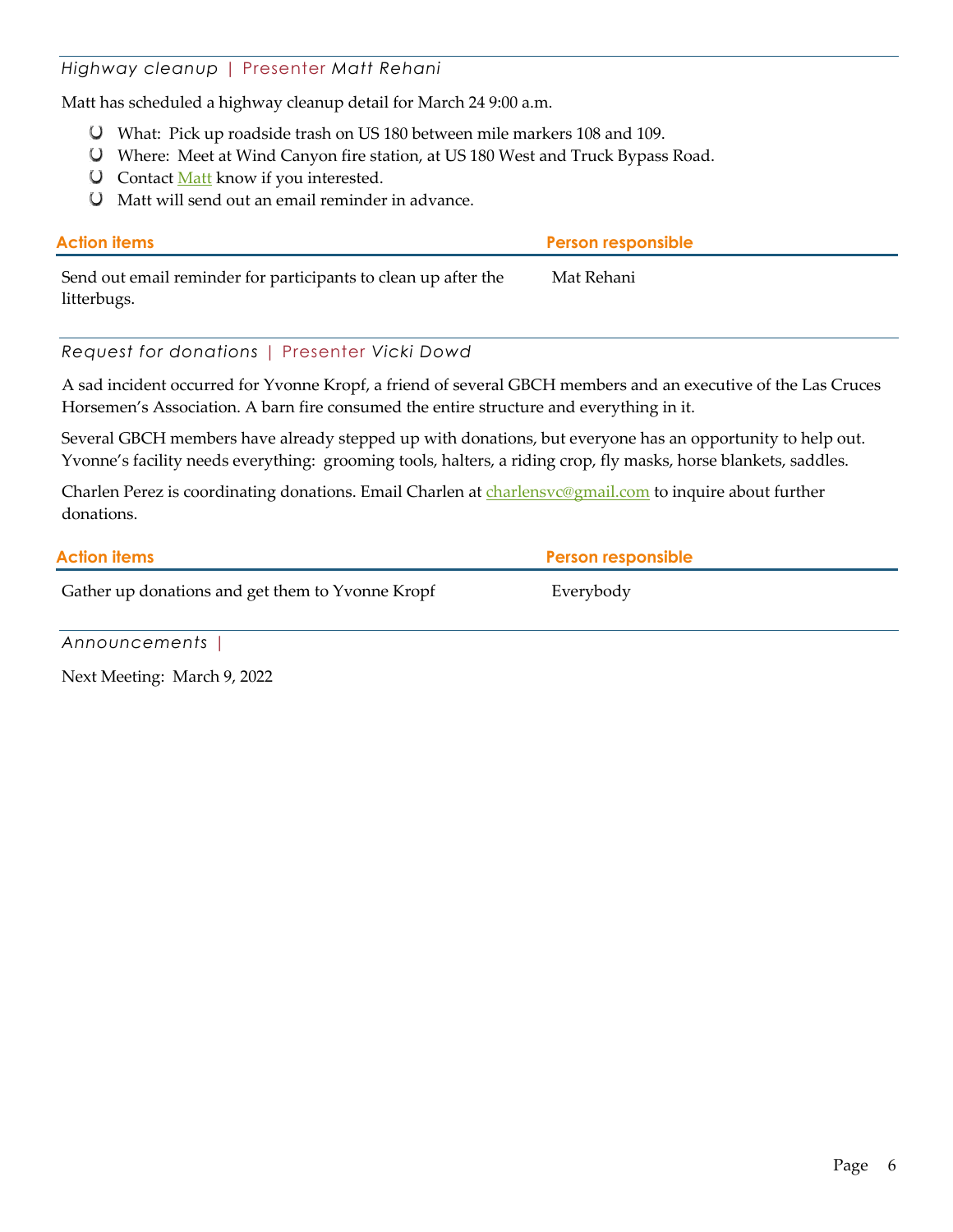*Highway cleanup* | Presenter *Matt Rehani*

Matt has scheduled a highway cleanup detail for March 24 9:00 a.m.

- What: Pick up roadside trash on US 180 between mile markers 108 and 109.
- Where: Meet at Wind Canyon fire station, at US 180 West and Truck Bypass Road.
- Contact Matt know if you interested.
- Matt will send out an email reminder in advance.

| Action items | Person responsible |
|---|---|
| Send out email reminder for participants to clean up after the litterbugs. | Mat Rehani |

*Request for donations* | Presenter *Vicki Dowd*

A sad incident occurred for Yvonne Kropf, a friend of several GBCH members and an executive of the Las Cruces Horsemen's Association. A barn fire consumed the entire structure and everything in it.

Several GBCH members have already stepped up with donations, but everyone has an opportunity to help out. Yvonne's facility needs everything: grooming tools, halters, a riding crop, fly masks, horse blankets, saddles.

Charlen Perez is coordinating donations. Email Charlen at charlensvc@gmail.com to inquire about further donations.

| Action items | Person responsible |
|---|---|
| Gather up donations and get them to Yvonne Kropf | Everybody |

*Announcements* |

Next Meeting: March 9, 2022